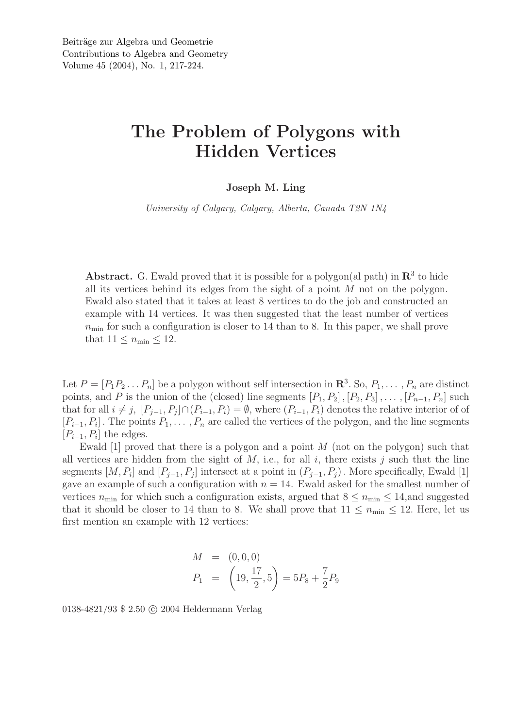# The Problem of Polygons with Hidden Vertices

**Joseph M. Ling**

*University of Calgary, Calgary, Alberta, Canada T2N 1N4*

**Abstract.** G. Ewald proved that it is possible for a polygon(al path) in $\mathbf{R}^3$ to hide all its vertices behind its edges from the sight of a point $M$ not on the polygon. Ewald also stated that it takes at least 8 vertices to do the job and constructed an example with 14 vertices. It was then suggested that the least number of vertices $n_{\min}$ for such a configuration is closer to 14 than to 8. In this paper, we shall prove that $11 \leq n_{\min} \leq 12$.

Let $P = [P_1 P_2 \dots P_n]$ be a polygon without self intersection in $\mathbf{R}^3$. So, $P_1, \dots, P_n$ are distinct points, and $P$ is the union of the (closed) line segments $[P_1, P_2], [P_2, P_3], \dots, [P_{n-1}, P_n]$ such that for all $i \neq j$, $[P_{j-1}, P_j] \cap (P_{i-1}, P_i) = \emptyset$, where $(P_{i-1}, P_i)$ denotes the relative interior of of $[P_{i-1}, P_i]$. The points $P_1, \dots, P_n$ are called the vertices of the polygon, and the line segments $[P_{i-1}, P_i]$ the edges.

Ewald [1] proved that there is a polygon and a point $M$ (not on the polygon) such that all vertices are hidden from the sight of $M$, i.e., for all $i$, there exists $j$ such that the line segments $[M, P_i]$ and $[P_{j-1}, P_j]$ intersect at a point in $(P_{j-1}, P_j)$. More specifically, Ewald [1] gave an example of such a configuration with $n = 14$. Ewald asked for the smallest number of vertices $n_{\min}$ for which such a configuration exists, argued that $8 \leq n_{\min} \leq 14$,and suggested that it should be closer to 14 than to 8. We shall prove that $11 \leq n_{\min} \leq 12$. Here, let us first mention an example with 12 vertices:

$$
\begin{aligned}
M &= (0, 0, 0) \\
P_1 &= \left(19, \frac{17}{2}, 5\right) = 5P_8 + \frac{7}{2}P_9
\end{aligned}
$$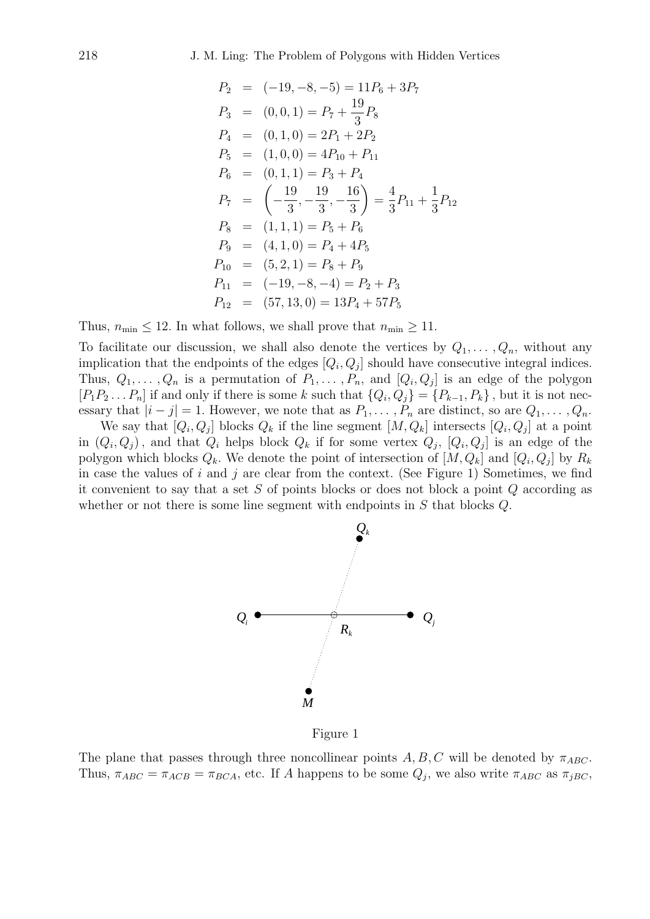$$
\begin{aligned}
P_2 &= (-19,-8,-5) = 11P_6 + 3P_7 \\
P_3 &= (0,0,1) = P_7 + \frac{19}{3}P_8 \\
P_4 &= (0,1,0) = 2P_1 + 2P_2 \\
P_5 &= (1,0,0) = 4P_{10} + P_{11} \\
P_6 &= (0,1,1) = P_3 + P_4 \\
P_7 &= \left(-\frac{19}{3},-\frac{19}{3},-\frac{16}{3}\right) = \frac{4}{3}P_{11} + \frac{1}{3}P_{12} \\
P_8 &= (1,1,1) = P_5 + P_6 \\
P_9 &= (4,1,0) = P_4 + 4P_5 \\
P_{10} &= (5,2,1) = P_8 + P_9 \\
P_{11} &= (-19,-8,-4) = P_2 + P_3 \\
P_{12} &= (57,13,0) = 13P_4 + 57P_5
\end{aligned}
$$

Thus, $n_{\min} \leq 12$. In what follows, we shall prove that $n_{\min} \geq 11$.

To facilitate our discussion, we shall also denote the vertices by $Q_1, \ldots, Q_n$, without any implication that the endpoints of the edges $[Q_i, Q_j]$ should have consecutive integral indices. Thus, $Q_1, \ldots, Q_n$ is a permutation of $P_1, \ldots, P_n$, and $[Q_i, Q_j]$ is an edge of the polygon $[P_1P_2 \ldots P_n]$ if and only if there is some $k$ such that $\{Q_i, Q_j\} = \{P_{k-1}, P_k\}$, but it is not necessary that $|i-j| = 1$. However, we note that as $P_1, \ldots, P_n$ are distinct, so are $Q_1, \ldots, Q_n$.

We say that $[Q_i, Q_j]$ blocks $Q_k$ if the line segment $[M, Q_k]$ intersects $[Q_i, Q_j]$ at a point in $(Q_i, Q_j)$, and that $Q_i$ helps block $Q_k$ if for some vertex $Q_j$, $[Q_i, Q_j]$ is an edge of the polygon which blocks $Q_k$. We denote the point of intersection of $[M, Q_k]$ and $[Q_i, Q_j]$ by $R_k$ in case the values of $i$ and $j$ are clear from the context. (See Figure 1) Sometimes, we find it convenient to say that a set $S$ of points blocks or does not block a point $Q$ according as whether or not there is some line segment with endpoints in $S$ that blocks $Q$.

Figure 1

The plane that passes through three noncollinear points $A, B, C$ will be denoted by $\pi_{ABC}$. Thus, $\pi_{ABC} = \pi_{ACB} = \pi_{BCA}$, etc. If $A$ happens to be some $Q_j$, we also write $\pi_{ABC}$ as $\pi_{jBC}$,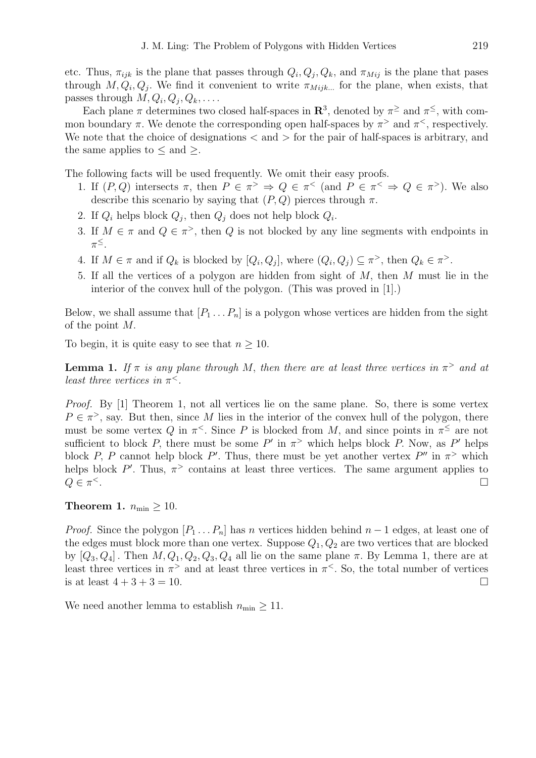etc. Thus, $\pi_{ijk}$ is the plane that passes through $Q_i, Q_j, Q_k$, and $\pi_{Mij}$ is the plane that pases through $M, Q_i, Q_j$. We find it convenient to write $\pi_{Mijk...}$ for the plane, when exists, that passes through $M, Q_i, Q_j, Q_k, \ldots$.

Each plane $\pi$ determines two closed half-spaces in $\mathbf{R}^3$, denoted by $\pi^{\geq}$ and $\pi^{\leq}$, with common boundary $\pi$. We denote the corresponding open half-spaces by $\pi^{>}$ and $\pi^{<}$, respectively. We note that the choice of designations $<$ and $>$ for the pair of half-spaces is arbitrary, and the same applies to $\leq$ and $\geq$.

The following facts will be used frequently. We omit their easy proofs.

1. If $(P, Q)$ intersects $\pi$, then $P \in \pi^{>} \Rightarrow Q \in \pi^{<}$ (and $P \in \pi^{<} \Rightarrow Q \in \pi^{>}$). We also describe this scenario by saying that $(P, Q)$ pierces through $\pi$.
2. If $Q_i$ helps block $Q_j$, then $Q_j$ does not help block $Q_i$.
3. If $M \in \pi$ and $Q \in \pi^{>}$, then $Q$ is not blocked by any line segments with endpoints in $\pi^{\leq}$.
4. If $M \in \pi$ and if $Q_k$ is blocked by $[Q_i, Q_j]$, where $(Q_i, Q_j) \subseteq \pi^{>}$, then $Q_k \in \pi^{>}$.
5. If all the vertices of a polygon are hidden from sight of $M$, then $M$ must lie in the interior of the convex hull of the polygon. (This was proved in [1].)

Below, we shall assume that $[P_1 \ldots P_n]$ is a polygon whose vertices are hidden from the sight of the point $M$.

To begin, it is quite easy to see that $n \geq 10$.

**Lemma 1.** *If $\pi$ is any plane through $M$, then there are at least three vertices in $\pi^{>}$ and at least three vertices in $\pi^{<}$.*

*Proof.* By [1] Theorem 1, not all vertices lie on the same plane. So, there is some vertex $P \in \pi^{>}$, say. But then, since $M$ lies in the interior of the convex hull of the polygon, there must be some vertex $Q$ in $\pi^{<}$. Since $P$ is blocked from $M$, and since points in $\pi^{\leq}$ are not sufficient to block $P$, there must be some $P'$ in $\pi^{>}$ which helps block $P$. Now, as $P'$ helps block $P$, $P$ cannot help block $P'$. Thus, there must be yet another vertex $P''$ in $\pi^{>}$ which helps block $P'$. Thus, $\pi^{>}$ contains at least three vertices. The same argument applies to $Q \in \pi^{<}$. $\square$

**Theorem 1.** $n_{\min} \geq 10$.

*Proof.* Since the polygon $[P_1 \ldots P_n]$ has $n$ vertices hidden behind $n-1$ edges, at least one of the edges must block more than one vertex. Suppose $Q_1, Q_2$ are two vertices that are blocked by $[Q_3, Q_4]$. Then $M, Q_1, Q_2, Q_3, Q_4$ all lie on the same plane $\pi$. By Lemma 1, there are at least three vertices in $\pi^{>}$ and at least three vertices in $\pi^{<}$. So, the total number of vertices is at least $4 + 3 + 3 = 10$. $\square$

We need another lemma to establish $n_{\min} \geq 11$.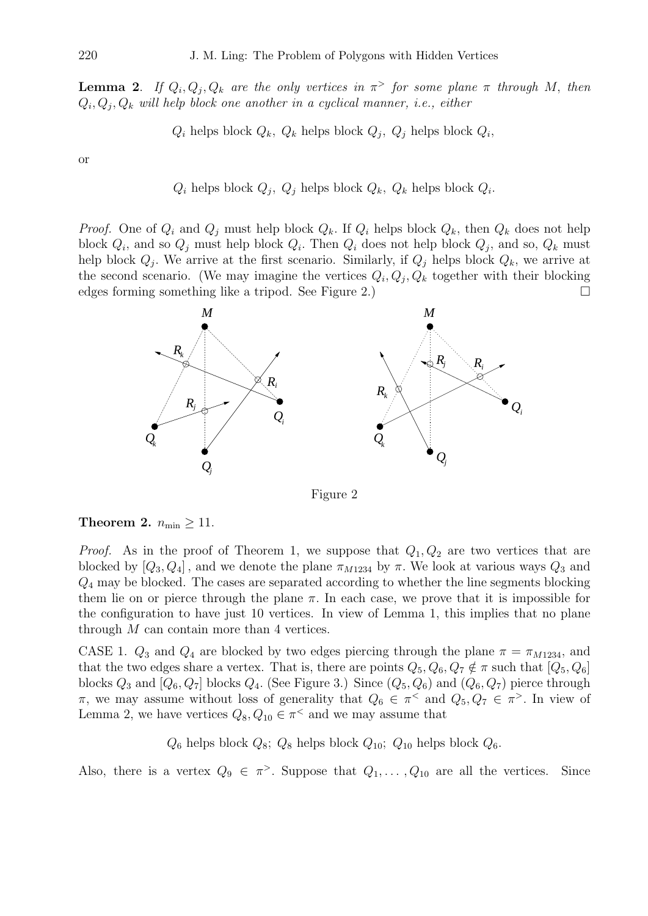**Lemma 2**. *If $Q_i, Q_j, Q_k$ are the only vertices in $\pi^>$ for some plane $\pi$ through $M$, then $Q_i, Q_j, Q_k$ will help block one another in a cyclical manner, i.e., either*

$$Q_i \text{ helps block } Q_k,\ Q_k \text{ helps block } Q_j,\ Q_j \text{ helps block } Q_i,$$

or

$$Q_i \text{ helps block } Q_j,\ Q_j \text{ helps block } Q_k,\ Q_k \text{ helps block } Q_i.$$

*Proof.* One of $Q_i$ and $Q_j$ must help block $Q_k$. If $Q_i$ helps block $Q_k$, then $Q_k$ does not help block $Q_i$, and so $Q_j$ must help block $Q_i$. Then $Q_i$ does not help block $Q_j$, and so, $Q_k$ must help block $Q_j$. We arrive at the first scenario. Similarly, if $Q_j$ helps block $Q_k$, we arrive at the second scenario. (We may imagine the vertices $Q_i, Q_j, Q_k$ together with their blocking edges forming something like a tripod. See Figure 2.) □

Figure 2

**Theorem 2.** $n_{\min} \geq 11$.

*Proof.* As in the proof of Theorem 1, we suppose that $Q_1, Q_2$ are two vertices that are blocked by $[Q_3, Q_4]$, and we denote the plane $\pi_{M1234}$ by $\pi$. We look at various ways $Q_3$ and $Q_4$ may be blocked. The cases are separated according to whether the line segments blocking them lie on or pierce through the plane $\pi$. In each case, we prove that it is impossible for the configuration to have just 10 vertices. In view of Lemma 1, this implies that no plane through $M$ can contain more than 4 vertices.

CASE 1. $Q_3$ and $Q_4$ are blocked by two edges piercing through the plane $\pi = \pi_{M1234}$, and that the two edges share a vertex. That is, there are points $Q_5, Q_6, Q_7 \notin \pi$ such that $[Q_5, Q_6]$ blocks $Q_3$ and $[Q_6, Q_7]$ blocks $Q_4$. (See Figure 3.) Since $(Q_5, Q_6)$ and $(Q_6, Q_7)$ pierce through $\pi$, we may assume without loss of generality that $Q_6 \in \pi^<$ and $Q_5, Q_7 \in \pi^>$. In view of Lemma 2, we have vertices $Q_8, Q_{10} \in \pi^<$ and we may assume that

$$Q_6 \text{ helps block } Q_8;\ Q_8 \text{ helps block } Q_{10};\ Q_{10} \text{ helps block } Q_6.$$

Also, there is a vertex $Q_9 \in \pi^>$. Suppose that $Q_1, \ldots, Q_{10}$ are all the vertices. Since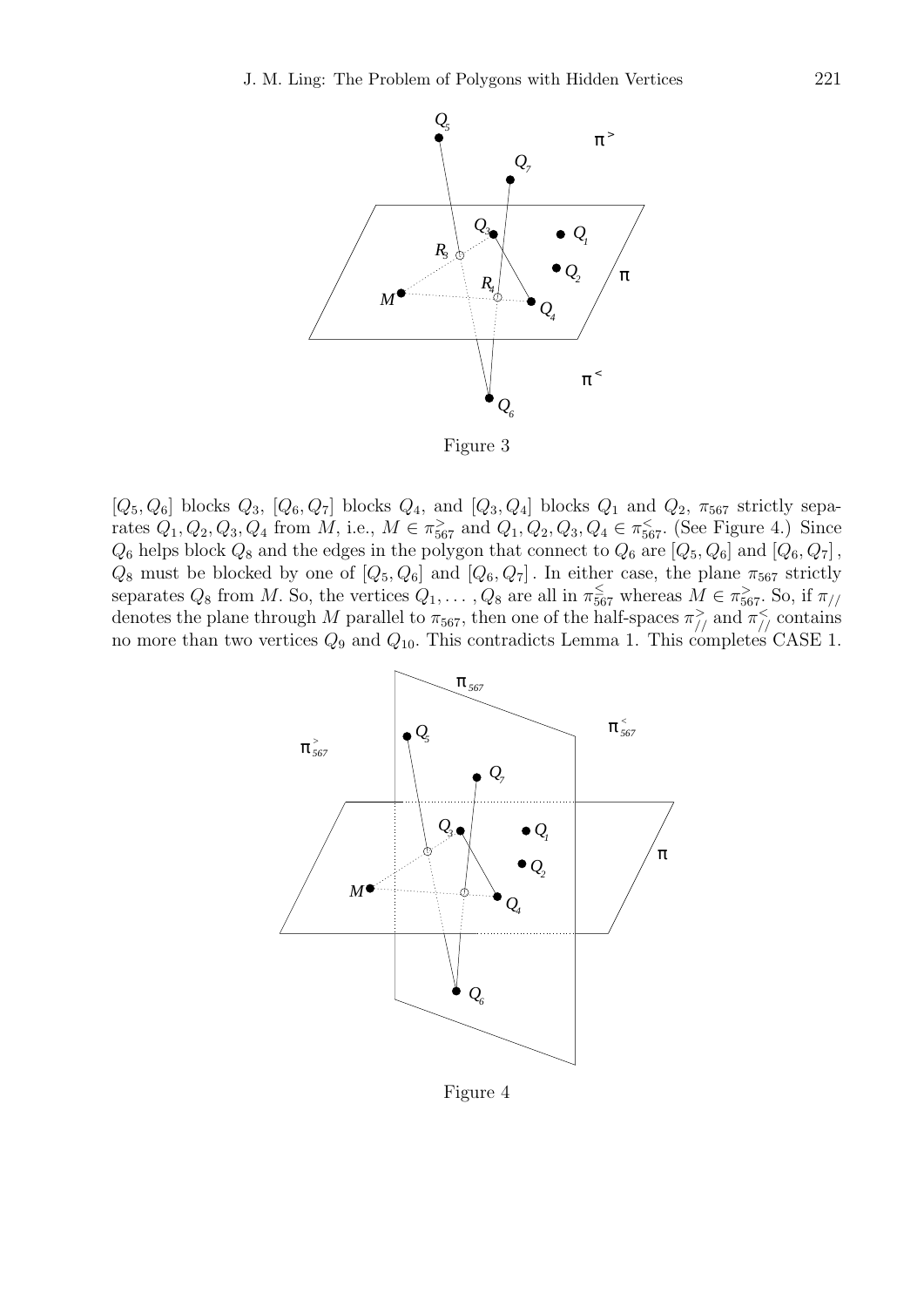Figure 3

$[Q_5, Q_6]$ blocks $Q_3$, $[Q_6, Q_7]$ blocks $Q_4$, and $[Q_3, Q_4]$ blocks $Q_1$ and $Q_2$, $\pi_{567}$ strictly separates $Q_1, Q_2, Q_3, Q_4$ from $M$, i.e., $M \in \pi_{567}^{>}$ and $Q_1, Q_2, Q_3, Q_4 \in \pi_{567}^{<}$. (See Figure 4.) Since $Q_6$ helps block $Q_8$ and the edges in the polygon that connect to $Q_6$ are $[Q_5, Q_6]$ and $[Q_6, Q_7]$, $Q_8$ must be blocked by one of $[Q_5, Q_6]$ and $[Q_6, Q_7]$. In either case, the plane $\pi_{567}$ strictly separates $Q_8$ from $M$. So, the vertices $Q_1, \ldots, Q_8$ are all in $\pi_{567}^{\leq}$ whereas $M \in \pi_{567}^{>}$. So, if $\pi_{//}$ denotes the plane through $M$ parallel to $\pi_{567}$, then one of the half-spaces $\pi_{//}^{>}$ and $\pi_{//}^{<}$ contains no more than two vertices $Q_9$ and $Q_{10}$. This contradicts Lemma 1. This completes CASE 1.

Figure 4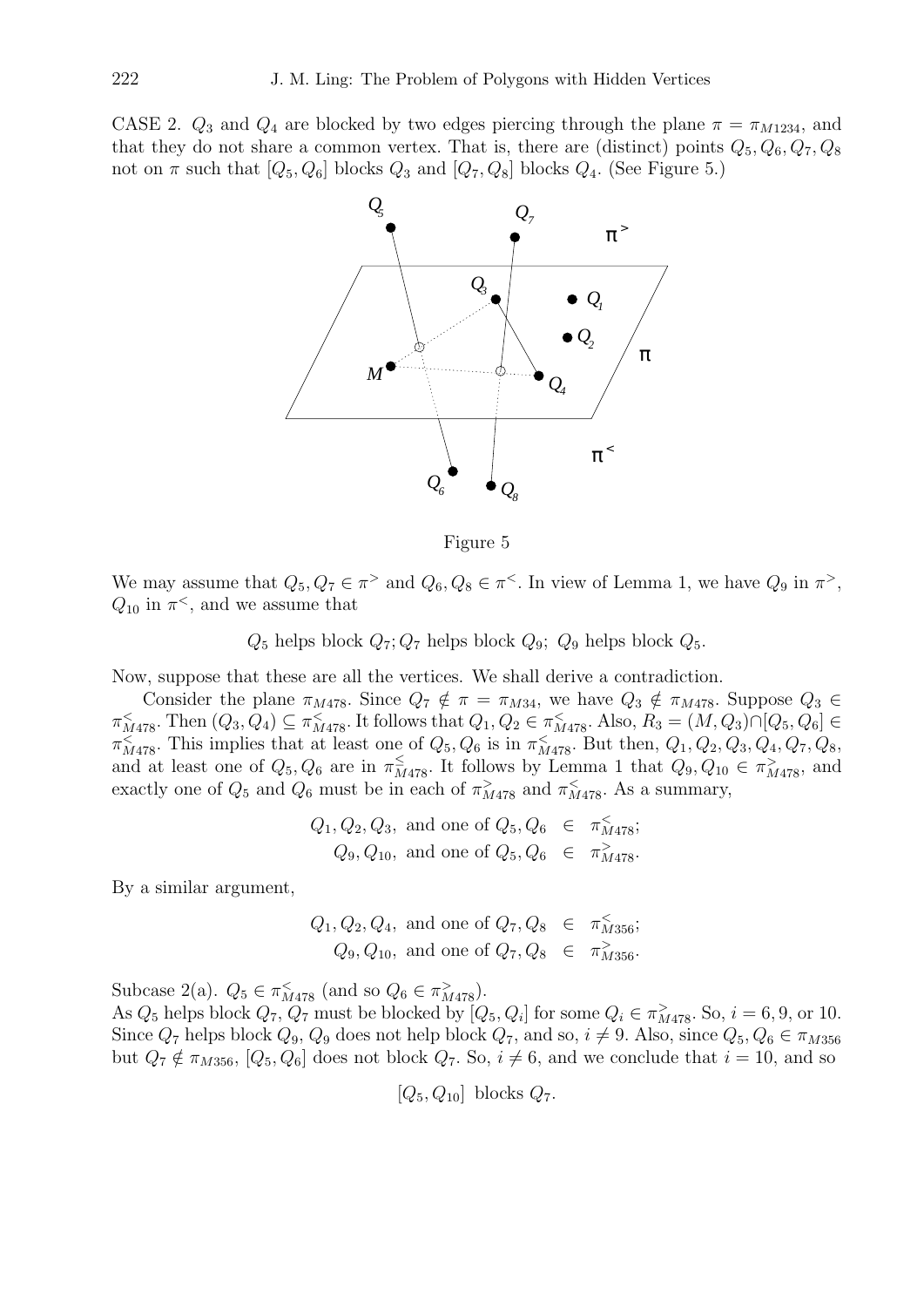CASE 2. $Q_3$ and $Q_4$ are blocked by two edges piercing through the plane $\pi = \pi_{M1234}$, and that they do not share a common vertex. That is, there are (distinct) points $Q_5, Q_6, Q_7, Q_8$ not on $\pi$ such that $[Q_5, Q_6]$ blocks $Q_3$ and $[Q_7, Q_8]$ blocks $Q_4$. (See Figure 5.)

Figure 5

We may assume that $Q_5, Q_7 \in \pi^>$ and $Q_6, Q_8 \in \pi^<$. In view of Lemma 1, we have $Q_9$ in $\pi^>$, $Q_{10}$ in $\pi^<$, and we assume that

$$Q_5 \text{ helps block } Q_7; Q_7 \text{ helps block } Q_9;\ Q_9 \text{ helps block } Q_5.$$

Now, suppose that these are all the vertices. We shall derive a contradiction.

Consider the plane $\pi_{M478}$. Since $Q_7 \notin \pi = \pi_{M34}$, we have $Q_3 \notin \pi_{M478}$. Suppose $Q_3 \in \pi^<_{M478}$. Then $(Q_3, Q_4) \subseteq \pi^<_{M478}$. It follows that $Q_1, Q_2 \in \pi^<_{M478}$. Also, $R_3 = (M, Q_3) \cap [Q_5, Q_6] \in \pi^<_{M478}$. This implies that at least one of $Q_5, Q_6$ is in $\pi^<_{M478}$. But then, $Q_1, Q_2, Q_3, Q_4, Q_7, Q_8$, and at least one of $Q_5, Q_6$ are in $\pi^{\leq}_{M478}$. It follows by Lemma 1 that $Q_9, Q_{10} \in \pi^>_{M478}$, and exactly one of $Q_5$ and $Q_6$ must be in each of $\pi^>_{M478}$ and $\pi^<_{M478}$. As a summary,

$$\begin{aligned} Q_1, Q_2, Q_3, \text{ and one of } Q_5, Q_6 &\in \pi^<_{M478}; \\ Q_9, Q_{10}, \text{ and one of } Q_5, Q_6 &\in \pi^>_{M478}. \end{aligned}$$

By a similar argument,

$$\begin{aligned} Q_1, Q_2, Q_4, \text{ and one of } Q_7, Q_8 &\in \pi^<_{M356}; \\ Q_9, Q_{10}, \text{ and one of } Q_7, Q_8 &\in \pi^>_{M356}. \end{aligned}$$

Subcase 2(a). $Q_5 \in \pi^<_{M478}$ (and so $Q_6 \in \pi^>_{M478}$).
As $Q_5$ helps block $Q_7$, $Q_7$ must be blocked by $[Q_5, Q_i]$ for some $Q_i \in \pi^>_{M478}$. So, $i = 6, 9$, or $10$. Since $Q_7$ helps block $Q_9$, $Q_9$ does not help block $Q_7$, and so, $i \neq 9$. Also, since $Q_5, Q_6 \in \pi_{M356}$ but $Q_7 \notin \pi_{M356}$, $[Q_5, Q_6]$ does not block $Q_7$. So, $i \neq 6$, and we conclude that $i = 10$, and so

$$[Q_5, Q_{10}] \text{ blocks } Q_7.$$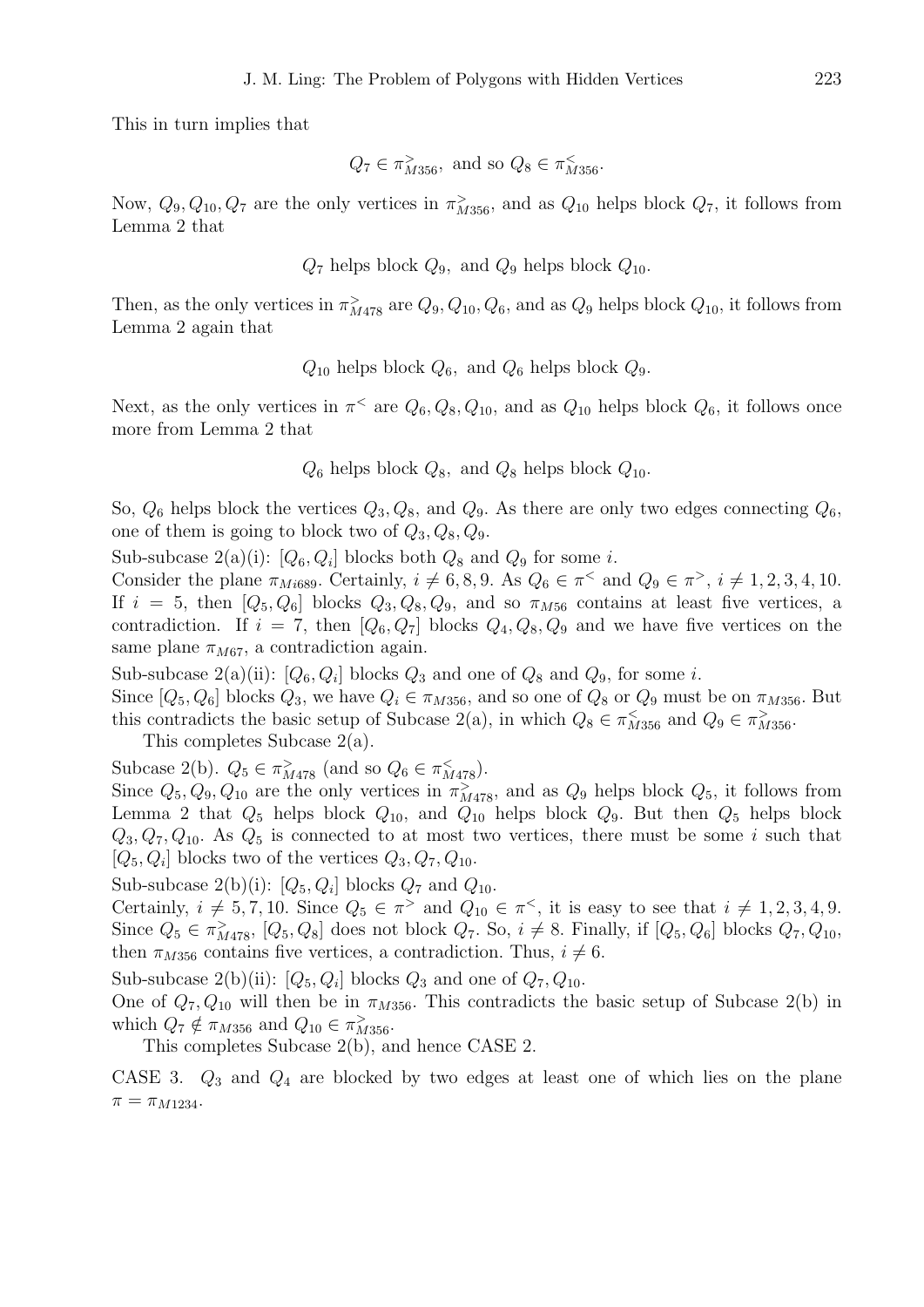This in turn implies that

$$Q_7 \in \pi^{>}_{M356}, \text{ and so } Q_8 \in \pi^{<}_{M356}.$$

Now, $Q_9, Q_{10}, Q_7$ are the only vertices in $\pi^{>}_{M356}$, and as $Q_{10}$ helps block $Q_7$, it follows from Lemma 2 that

$$Q_7 \text{ helps block } Q_9, \text{ and } Q_9 \text{ helps block } Q_{10}.$$

Then, as the only vertices in $\pi^{>}_{M478}$ are $Q_9, Q_{10}, Q_6$, and as $Q_9$ helps block $Q_{10}$, it follows from Lemma 2 again that

$$Q_{10} \text{ helps block } Q_6, \text{ and } Q_6 \text{ helps block } Q_9.$$

Next, as the only vertices in $\pi^{<}$ are $Q_6, Q_8, Q_{10}$, and as $Q_{10}$ helps block $Q_6$, it follows once more from Lemma 2 that

$$Q_6 \text{ helps block } Q_8, \text{ and } Q_8 \text{ helps block } Q_{10}.$$

So, $Q_6$ helps block the vertices $Q_3, Q_8$, and $Q_9$. As there are only two edges connecting $Q_6$, one of them is going to block two of $Q_3, Q_8, Q_9$.

Sub-subcase 2(a)(i): $[Q_6, Q_i]$ blocks both $Q_8$ and $Q_9$ for some $i$.

Consider the plane $\pi_{Mi689}$. Certainly, $i \neq 6, 8, 9$. As $Q_6 \in \pi^{<}$ and $Q_9 \in \pi^{>}$, $i \neq 1, 2, 3, 4, 10$. If $i = 5$, then $[Q_5, Q_6]$ blocks $Q_3, Q_8, Q_9$, and so $\pi_{M56}$ contains at least five vertices, a contradiction. If $i = 7$, then $[Q_6, Q_7]$ blocks $Q_4, Q_8, Q_9$ and we have five vertices on the same plane $\pi_{M67}$, a contradiction again.

Sub-subcase 2(a)(ii): $[Q_6, Q_i]$ blocks $Q_3$ and one of $Q_8$ and $Q_9$, for some $i$.

Since $[Q_5, Q_6]$ blocks $Q_3$, we have $Q_i \in \pi_{M356}$, and so one of $Q_8$ or $Q_9$ must be on $\pi_{M356}$. But this contradicts the basic setup of Subcase 2(a), in which $Q_8 \in \pi^{<}_{M356}$ and $Q_9 \in \pi^{>}_{M356}$.

This completes Subcase 2(a).

Subcase 2(b). $Q_5 \in \pi^{>}_{M478}$ (and so $Q_6 \in \pi^{<}_{M478}$).

Since $Q_5, Q_9, Q_{10}$ are the only vertices in $\pi^{>}_{M478}$, and as $Q_9$ helps block $Q_5$, it follows from Lemma 2 that $Q_5$ helps block $Q_{10}$, and $Q_{10}$ helps block $Q_9$. But then $Q_5$ helps block $Q_3, Q_7, Q_{10}$. As $Q_5$ is connected to at most two vertices, there must be some $i$ such that $[Q_5, Q_i]$ blocks two of the vertices $Q_3, Q_7, Q_{10}$.

Sub-subcase 2(b)(i): $[Q_5, Q_i]$ blocks $Q_7$ and $Q_{10}$.

Certainly, $i \neq 5, 7, 10$. Since $Q_5 \in \pi^{>}$ and $Q_{10} \in \pi^{<}$, it is easy to see that $i \neq 1, 2, 3, 4, 9$. Since $Q_5 \in \pi^{>}_{M478}$, $[Q_5, Q_8]$ does not block $Q_7$. So, $i \neq 8$. Finally, if $[Q_5, Q_6]$ blocks $Q_7, Q_{10}$, then $\pi_{M356}$ contains five vertices, a contradiction. Thus, $i \neq 6$.

Sub-subcase 2(b)(ii): $[Q_5, Q_i]$ blocks $Q_3$ and one of $Q_7, Q_{10}$.

One of $Q_7, Q_{10}$ will then be in $\pi_{M356}$. This contradicts the basic setup of Subcase 2(b) in which $Q_7 \notin \pi_{M356}$ and $Q_{10} \in \pi^{>}_{M356}$.

This completes Subcase 2(b), and hence CASE 2.

CASE 3. $Q_3$ and $Q_4$ are blocked by two edges at least one of which lies on the plane $\pi = \pi_{M1234}$.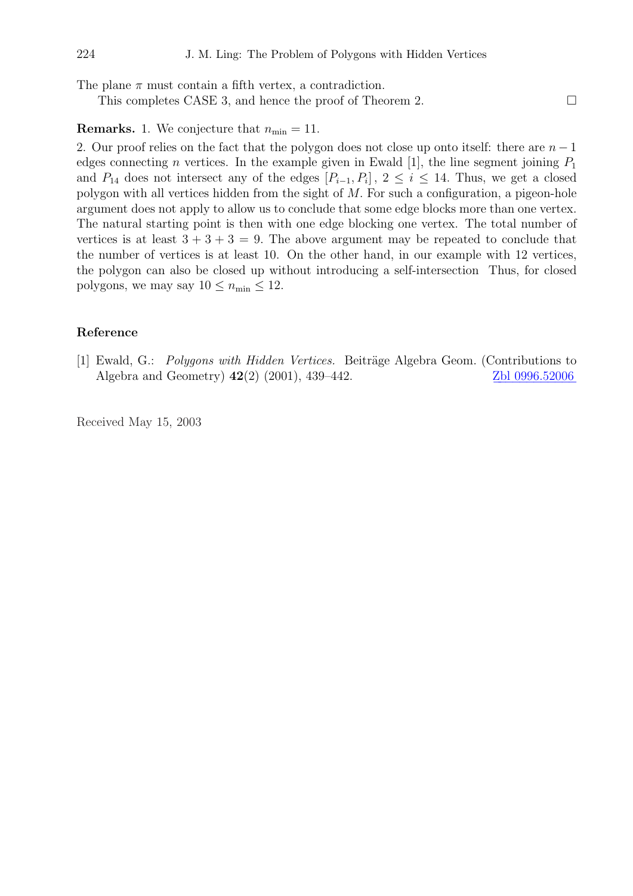The plane $\pi$ must contain a fifth vertex, a contradiction.

This completes CASE 3, and hence the proof of Theorem 2. □

**Remarks.** 1. We conjecture that $n_{\min} = 11$.

2. Our proof relies on the fact that the polygon does not close up onto itself: there are $n-1$ edges connecting $n$ vertices. In the example given in Ewald [1], the line segment joining $P_1$ and $P_{14}$ does not intersect any of the edges $[P_{i-1}, P_i]$, $2 \leq i \leq 14$. Thus, we get a closed polygon with all vertices hidden from the sight of $M$. For such a configuration, a pigeon-hole argument does not apply to allow us to conclude that some edge blocks more than one vertex. The natural starting point is then with one edge blocking one vertex. The total number of vertices is at least $3+3+3=9$. The above argument may be repeated to conclude that the number of vertices is at least 10. On the other hand, in our example with 12 vertices, the polygon can also be closed up without introducing a self-intersection Thus, for closed polygons, we may say $10 \leq n_{\min} \leq 12$.

## Reference

[1] Ewald, G.: *Polygons with Hidden Vertices.* Beiträge Algebra Geom. (Contributions to Algebra and Geometry) **42**(2) (2001), 439–442. Zbl 0996.52006

Received May 15, 2003